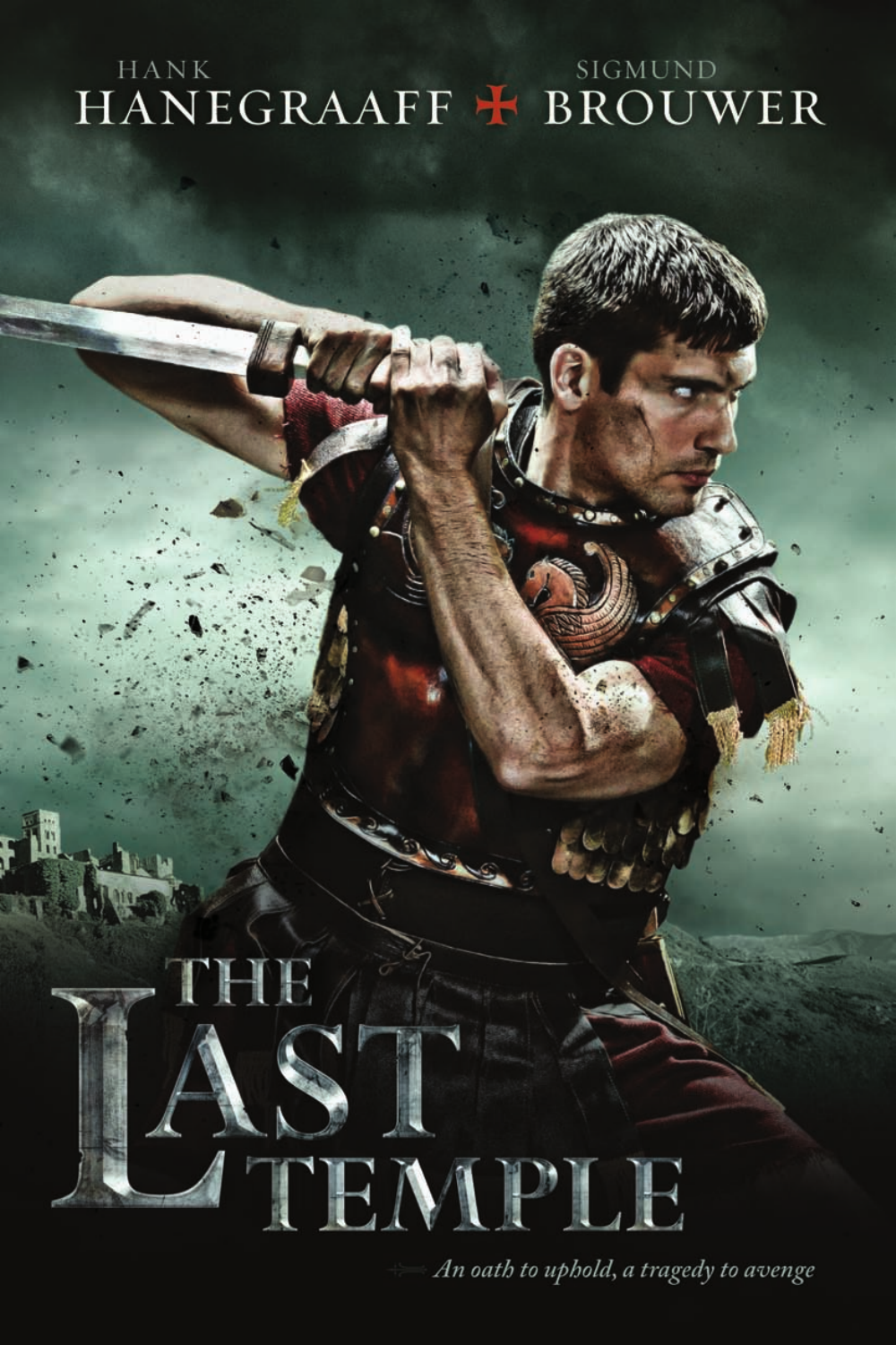HANK
HANEGRAAFF ✠ SIGMUND
BROUWER

# THE LAST TEMPLE

*An oath to uphold, a tragedy to avenge*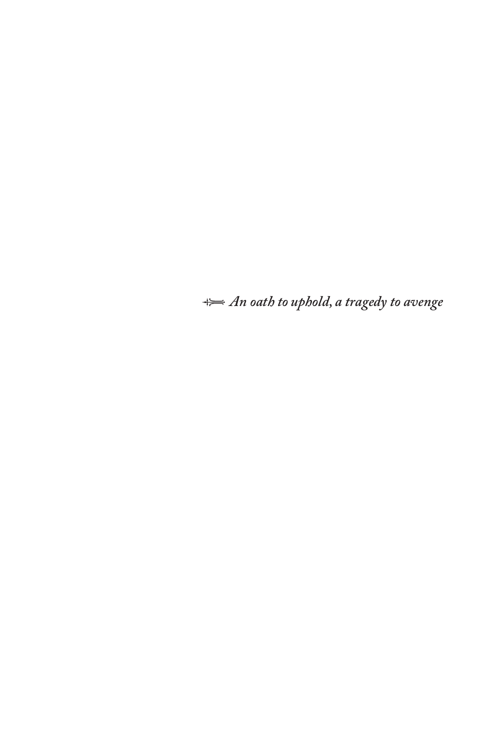*An oath to uphold, a tragedy to avenge*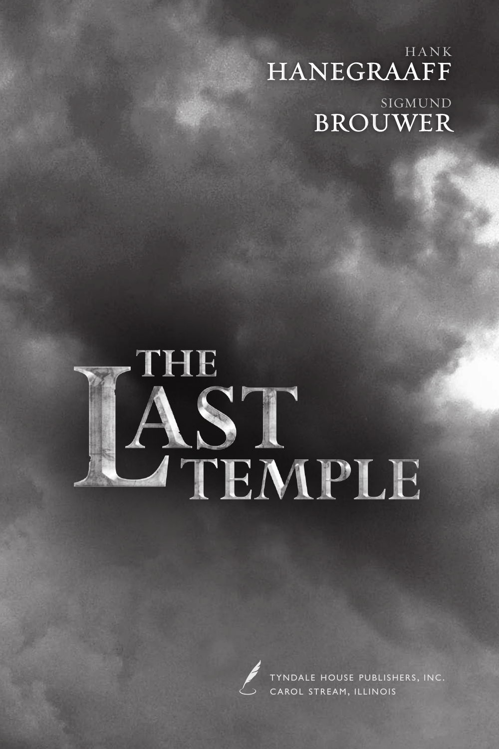HANK
HANEGRAAFF

SIGMUND
BROUWER

# THE LAST TEMPLE

TYNDALE HOUSE PUBLISHERS, INC.
CAROL STREAM, ILLINOIS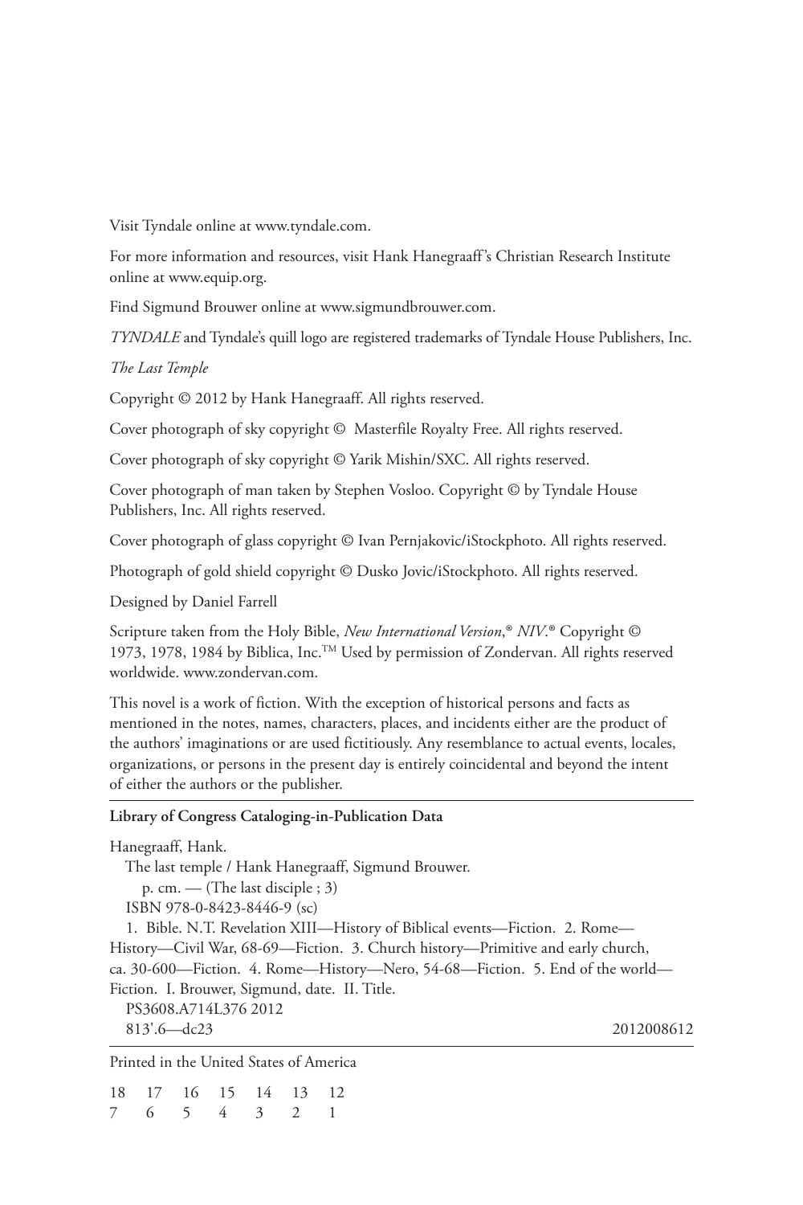Visit Tyndale online at www.tyndale.com.

For more information and resources, visit Hank Hanegraaff's Christian Research Institute online at www.equip.org.

Find Sigmund Brouwer online at www.sigmundbrouwer.com.

*TYNDALE* and Tyndale's quill logo are registered trademarks of Tyndale House Publishers, Inc.

*The Last Temple*

Copyright © 2012 by Hank Hanegraaff. All rights reserved.

Cover photograph of sky copyright © Masterfile Royalty Free. All rights reserved.

Cover photograph of sky copyright © Yarik Mishin/SXC. All rights reserved.

Cover photograph of man taken by Stephen Vosloo. Copyright © by Tyndale House Publishers, Inc. All rights reserved.

Cover photograph of glass copyright © Ivan Pernjakovic/iStockphoto. All rights reserved.

Photograph of gold shield copyright © Dusko Jovic/iStockphoto. All rights reserved.

Designed by Daniel Farrell

Scripture taken from the Holy Bible, *New International Version*,® *NIV*.® Copyright © 1973, 1978, 1984 by Biblica, Inc.™ Used by permission of Zondervan. All rights reserved worldwide. www.zondervan.com.

This novel is a work of fiction. With the exception of historical persons and facts as mentioned in the notes, names, characters, places, and incidents either are the product of the authors' imaginations or are used fictitiously. Any resemblance to actual events, locales, organizations, or persons in the present day is entirely coincidental and beyond the intent of either the authors or the publisher.

---

**Library of Congress Cataloging-in-Publication Data**

Hanegraaff, Hank.
The last temple / Hank Hanegraaff, Sigmund Brouwer.
p. cm. — (The last disciple ; 3)
ISBN 978-0-8423-8446-9 (sc)
1. Bible. N.T. Revelation XIII—History of Biblical events—Fiction. 2. Rome—History—Civil War, 68-69—Fiction. 3. Church history—Primitive and early church, ca. 30-600—Fiction. 4. Rome—History—Nero, 54-68—Fiction. 5. End of the world—Fiction. I. Brouwer, Sigmund, date. II. Title.
PS3608.A714L376 2012
813'.6—dc23 2012008612

---

Printed in the United States of America

18 17 16 15 14 13 12
7 6 5 4 3 2 1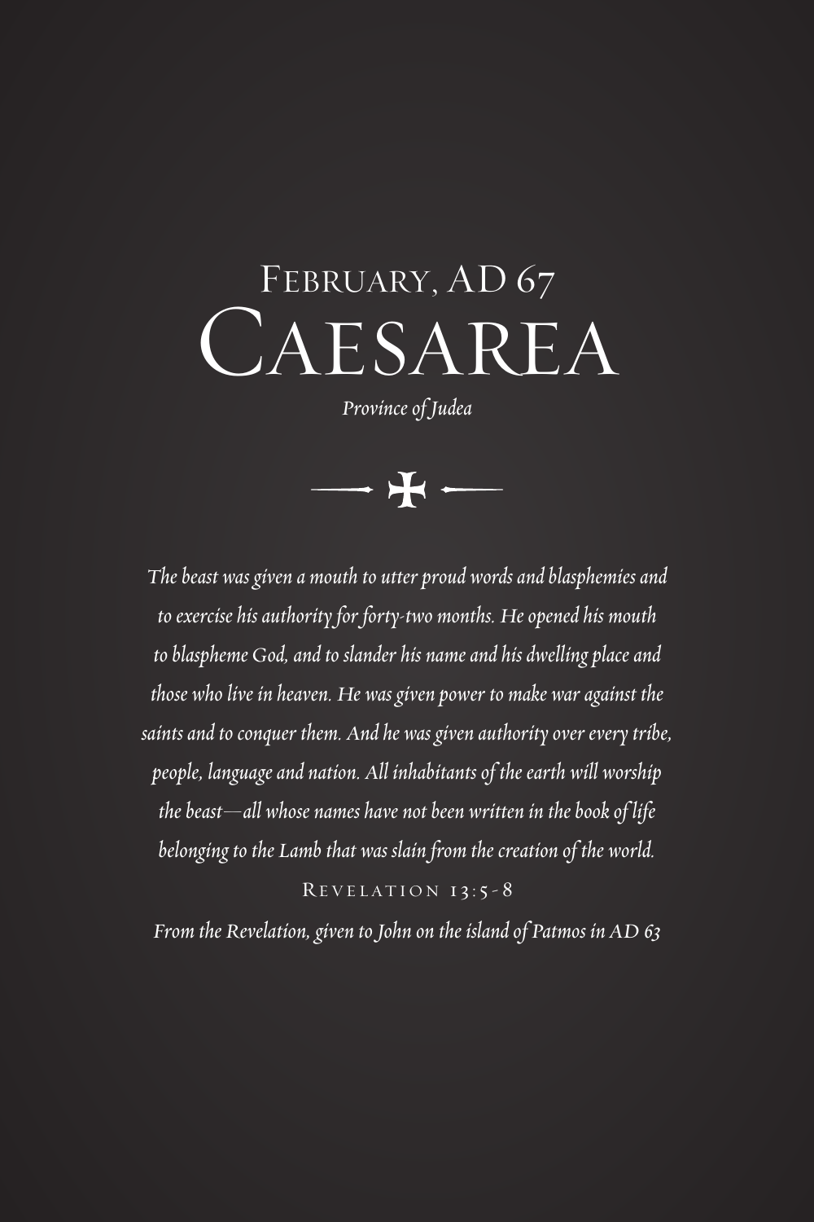# February, AD 67

# Caesarea

*Province of Judea*

*The beast was given a mouth to utter proud words and blasphemies and to exercise his authority for forty-two months. He opened his mouth to blaspheme God, and to slander his name and his dwelling place and those who live in heaven. He was given power to make war against the saints and to conquer them. And he was given authority over every tribe, people, language and nation. All inhabitants of the earth will worship the beast—all whose names have not been written in the book of life belonging to the Lamb that was slain from the creation of the world.*

Revelation 13:5-8

*From the Revelation, given to John on the island of Patmos in AD 63*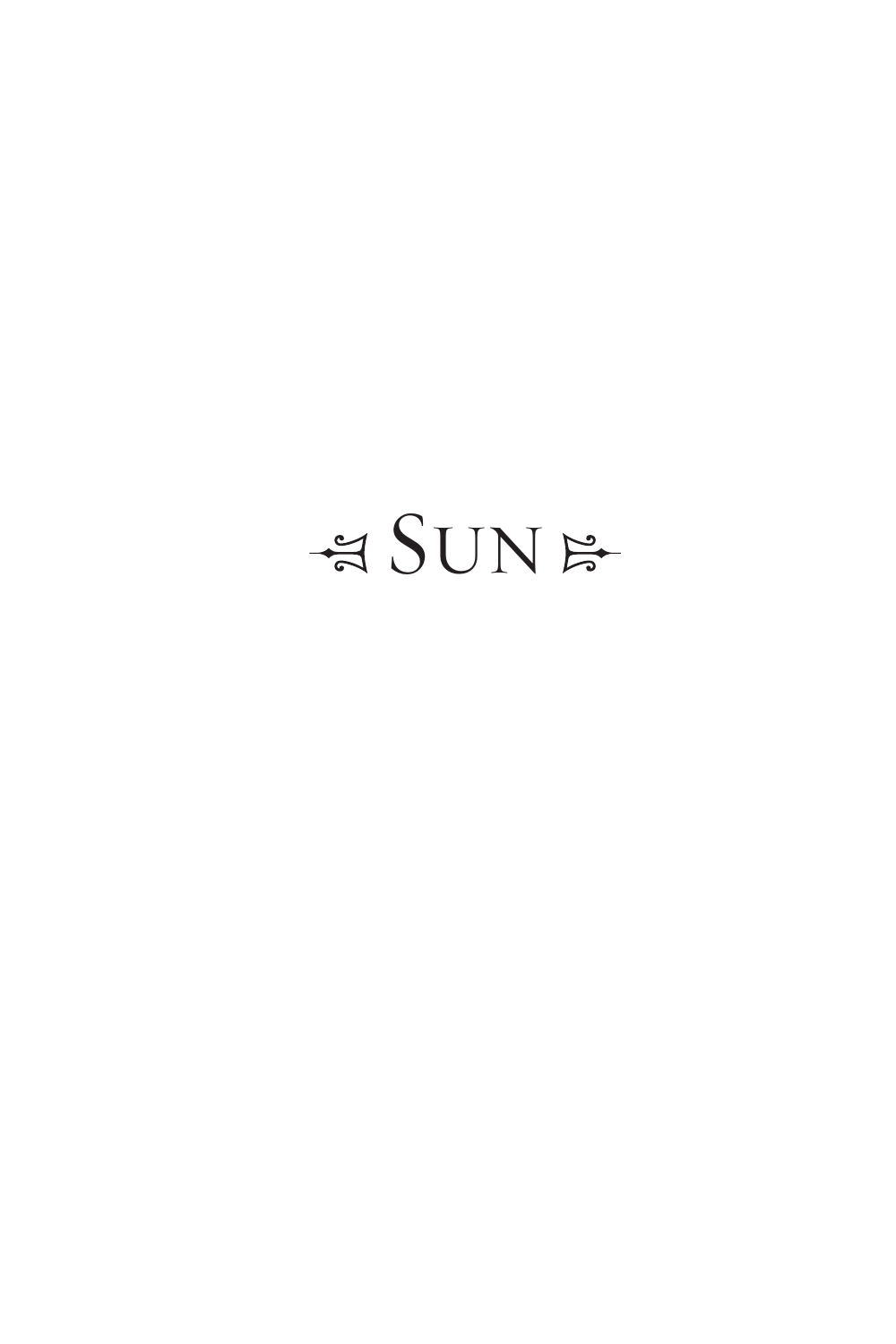# Sun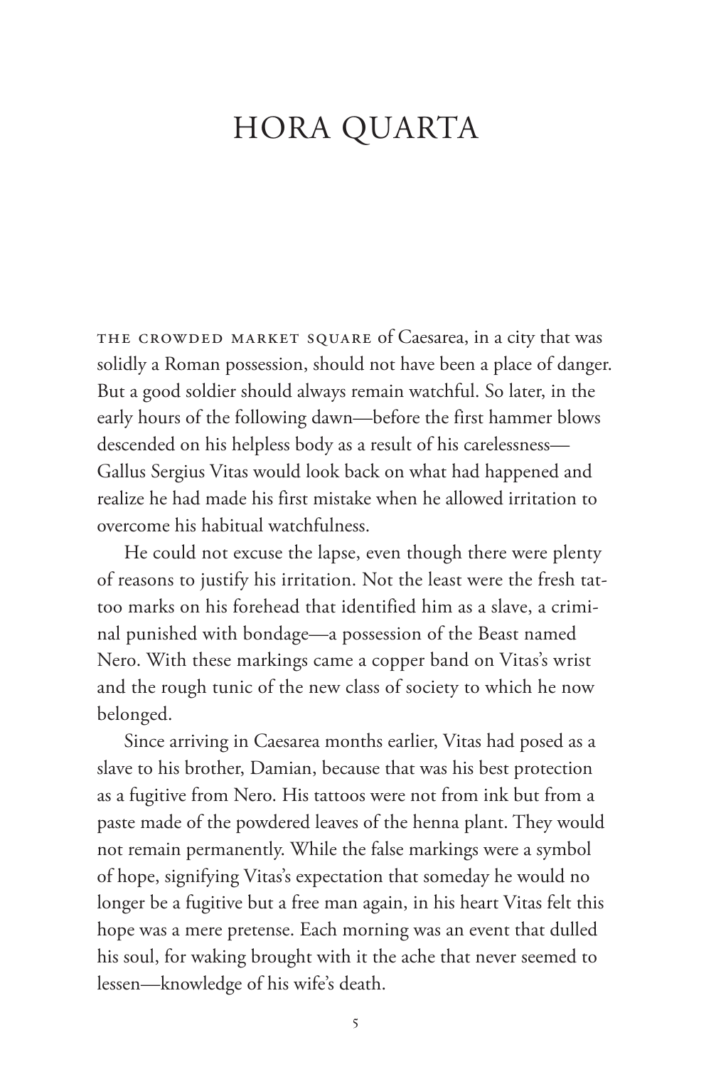# HORA QUARTA

THE CROWDED MARKET SQUARE of Caesarea, in a city that was solidly a Roman possession, should not have been a place of danger. But a good soldier should always remain watchful. So later, in the early hours of the following dawn—before the first hammer blows descended on his helpless body as a result of his carelessness—Gallus Sergius Vitas would look back on what had happened and realize he had made his first mistake when he allowed irritation to overcome his habitual watchfulness.

He could not excuse the lapse, even though there were plenty of reasons to justify his irritation. Not the least were the fresh tattoo marks on his forehead that identified him as a slave, a criminal punished with bondage—a possession of the Beast named Nero. With these markings came a copper band on Vitas's wrist and the rough tunic of the new class of society to which he now belonged.

Since arriving in Caesarea months earlier, Vitas had posed as a slave to his brother, Damian, because that was his best protection as a fugitive from Nero. His tattoos were not from ink but from a paste made of the powdered leaves of the henna plant. They would not remain permanently. While the false markings were a symbol of hope, signifying Vitas's expectation that someday he would no longer be a fugitive but a free man again, in his heart Vitas felt this hope was a mere pretense. Each morning was an event that dulled his soul, for waking brought with it the ache that never seemed to lessen—knowledge of his wife's death.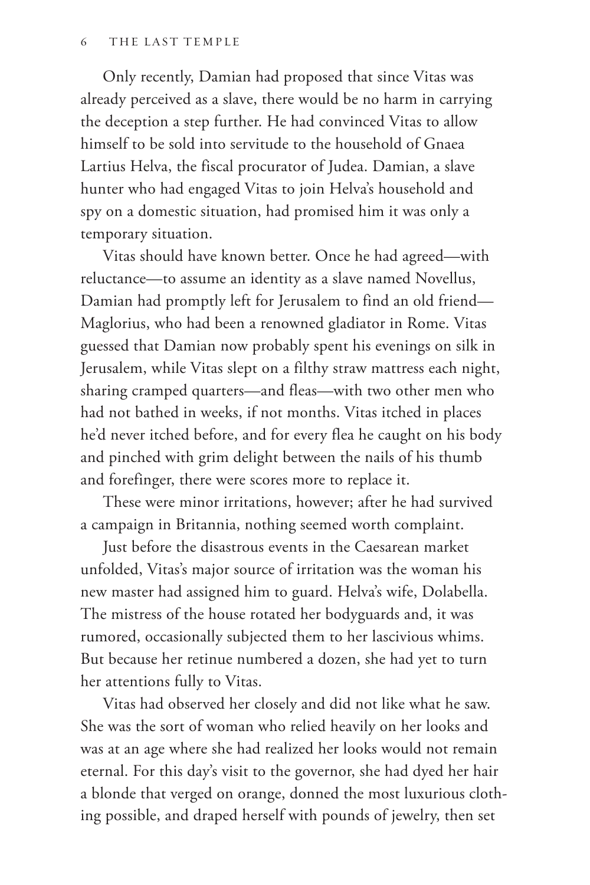Only recently, Damian had proposed that since Vitas was already perceived as a slave, there would be no harm in carrying the deception a step further. He had convinced Vitas to allow himself to be sold into servitude to the household of Gnaea Lartius Helva, the fiscal procurator of Judea. Damian, a slave hunter who had engaged Vitas to join Helva's household and spy on a domestic situation, had promised him it was only a temporary situation.

Vitas should have known better. Once he had agreed—with reluctance—to assume an identity as a slave named Novellus, Damian had promptly left for Jerusalem to find an old friend—Maglorius, who had been a renowned gladiator in Rome. Vitas guessed that Damian now probably spent his evenings on silk in Jerusalem, while Vitas slept on a filthy straw mattress each night, sharing cramped quarters—and fleas—with two other men who had not bathed in weeks, if not months. Vitas itched in places he'd never itched before, and for every flea he caught on his body and pinched with grim delight between the nails of his thumb and forefinger, there were scores more to replace it.

These were minor irritations, however; after he had survived a campaign in Britannia, nothing seemed worth complaint.

Just before the disastrous events in the Caesarean market unfolded, Vitas's major source of irritation was the woman his new master had assigned him to guard. Helva's wife, Dolabella. The mistress of the house rotated her bodyguards and, it was rumored, occasionally subjected them to her lascivious whims. But because her retinue numbered a dozen, she had yet to turn her attentions fully to Vitas.

Vitas had observed her closely and did not like what he saw. She was the sort of woman who relied heavily on her looks and was at an age where she had realized her looks would not remain eternal. For this day's visit to the governor, she had dyed her hair a blonde that verged on orange, donned the most luxurious clothing possible, and draped herself with pounds of jewelry, then set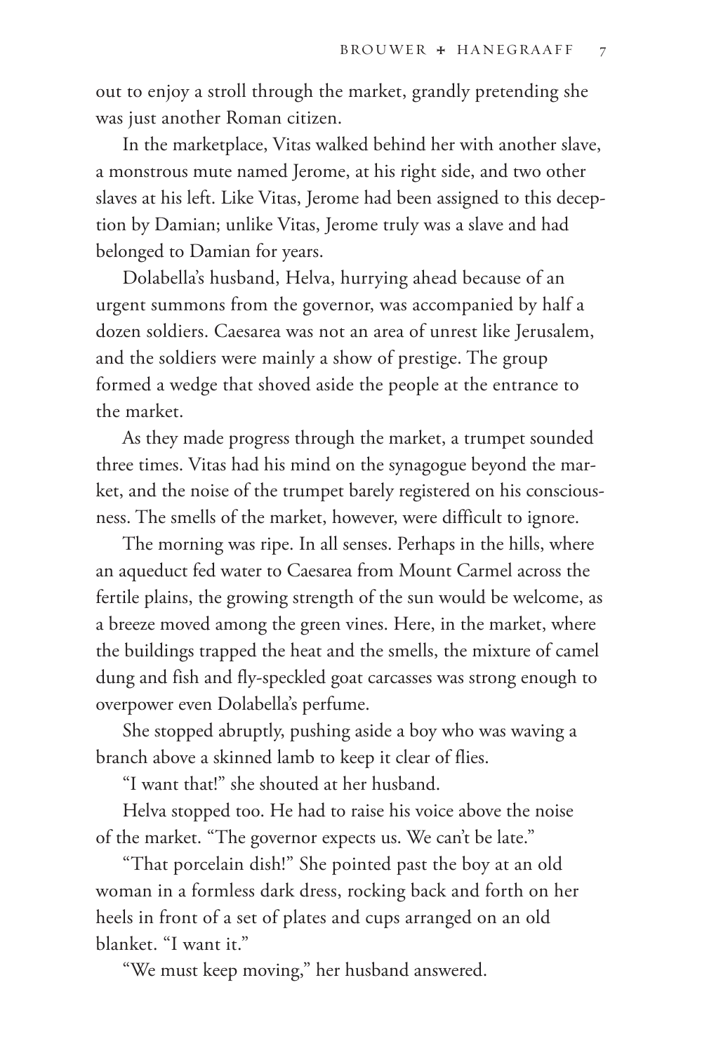out to enjoy a stroll through the market, grandly pretending she was just another Roman citizen.

In the marketplace, Vitas walked behind her with another slave, a monstrous mute named Jerome, at his right side, and two other slaves at his left. Like Vitas, Jerome had been assigned to this deception by Damian; unlike Vitas, Jerome truly was a slave and had belonged to Damian for years.

Dolabella's husband, Helva, hurrying ahead because of an urgent summons from the governor, was accompanied by half a dozen soldiers. Caesarea was not an area of unrest like Jerusalem, and the soldiers were mainly a show of prestige. The group formed a wedge that shoved aside the people at the entrance to the market.

As they made progress through the market, a trumpet sounded three times. Vitas had his mind on the synagogue beyond the market, and the noise of the trumpet barely registered on his consciousness. The smells of the market, however, were difficult to ignore.

The morning was ripe. In all senses. Perhaps in the hills, where an aqueduct fed water to Caesarea from Mount Carmel across the fertile plains, the growing strength of the sun would be welcome, as a breeze moved among the green vines. Here, in the market, where the buildings trapped the heat and the smells, the mixture of camel dung and fish and fly-speckled goat carcasses was strong enough to overpower even Dolabella's perfume.

She stopped abruptly, pushing aside a boy who was waving a branch above a skinned lamb to keep it clear of flies.

"I want that!" she shouted at her husband.

Helva stopped too. He had to raise his voice above the noise of the market. "The governor expects us. We can't be late."

"That porcelain dish!" She pointed past the boy at an old woman in a formless dark dress, rocking back and forth on her heels in front of a set of plates and cups arranged on an old blanket. "I want it."

"We must keep moving," her husband answered.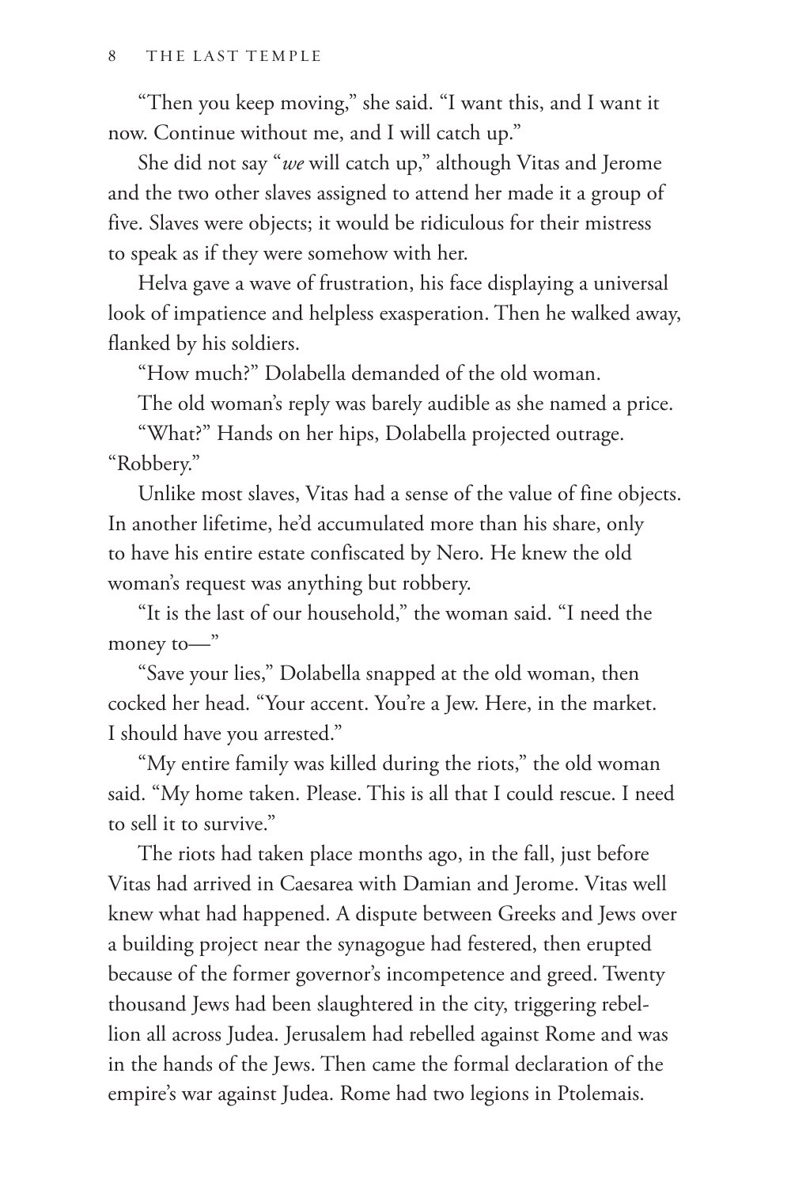"Then you keep moving," she said. "I want this, and I want it now. Continue without me, and I will catch up."

She did not say "*we* will catch up," although Vitas and Jerome and the two other slaves assigned to attend her made it a group of five. Slaves were objects; it would be ridiculous for their mistress to speak as if they were somehow with her.

Helva gave a wave of frustration, his face displaying a universal look of impatience and helpless exasperation. Then he walked away, flanked by his soldiers.

"How much?" Dolabella demanded of the old woman.

The old woman's reply was barely audible as she named a price.

"What?" Hands on her hips, Dolabella projected outrage. "Robbery."

Unlike most slaves, Vitas had a sense of the value of fine objects. In another lifetime, he'd accumulated more than his share, only to have his entire estate confiscated by Nero. He knew the old woman's request was anything but robbery.

"It is the last of our household," the woman said. "I need the money to—"

"Save your lies," Dolabella snapped at the old woman, then cocked her head. "Your accent. You're a Jew. Here, in the market. I should have you arrested."

"My entire family was killed during the riots," the old woman said. "My home taken. Please. This is all that I could rescue. I need to sell it to survive."

The riots had taken place months ago, in the fall, just before Vitas had arrived in Caesarea with Damian and Jerome. Vitas well knew what had happened. A dispute between Greeks and Jews over a building project near the synagogue had festered, then erupted because of the former governor's incompetence and greed. Twenty thousand Jews had been slaughtered in the city, triggering rebellion all across Judea. Jerusalem had rebelled against Rome and was in the hands of the Jews. Then came the formal declaration of the empire's war against Judea. Rome had two legions in Ptolemais.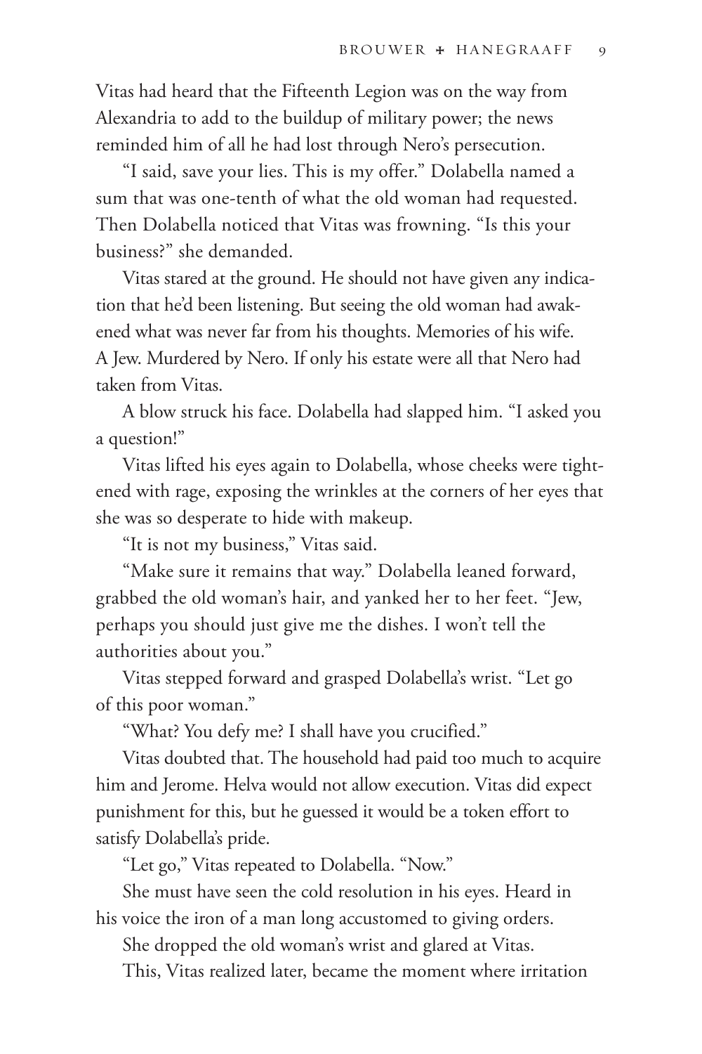Vitas had heard that the Fifteenth Legion was on the way from Alexandria to add to the buildup of military power; the news reminded him of all he had lost through Nero's persecution.

"I said, save your lies. This is my offer." Dolabella named a sum that was one-tenth of what the old woman had requested. Then Dolabella noticed that Vitas was frowning. "Is this your business?" she demanded.

Vitas stared at the ground. He should not have given any indication that he'd been listening. But seeing the old woman had awakened what was never far from his thoughts. Memories of his wife. A Jew. Murdered by Nero. If only his estate were all that Nero had taken from Vitas.

A blow struck his face. Dolabella had slapped him. "I asked you a question!"

Vitas lifted his eyes again to Dolabella, whose cheeks were tightened with rage, exposing the wrinkles at the corners of her eyes that she was so desperate to hide with makeup.

"It is not my business," Vitas said.

"Make sure it remains that way." Dolabella leaned forward, grabbed the old woman's hair, and yanked her to her feet. "Jew, perhaps you should just give me the dishes. I won't tell the authorities about you."

Vitas stepped forward and grasped Dolabella's wrist. "Let go of this poor woman."

"What? You defy me? I shall have you crucified."

Vitas doubted that. The household had paid too much to acquire him and Jerome. Helva would not allow execution. Vitas did expect punishment for this, but he guessed it would be a token effort to satisfy Dolabella's pride.

"Let go," Vitas repeated to Dolabella. "Now."

She must have seen the cold resolution in his eyes. Heard in his voice the iron of a man long accustomed to giving orders.

She dropped the old woman's wrist and glared at Vitas.

This, Vitas realized later, became the moment where irritation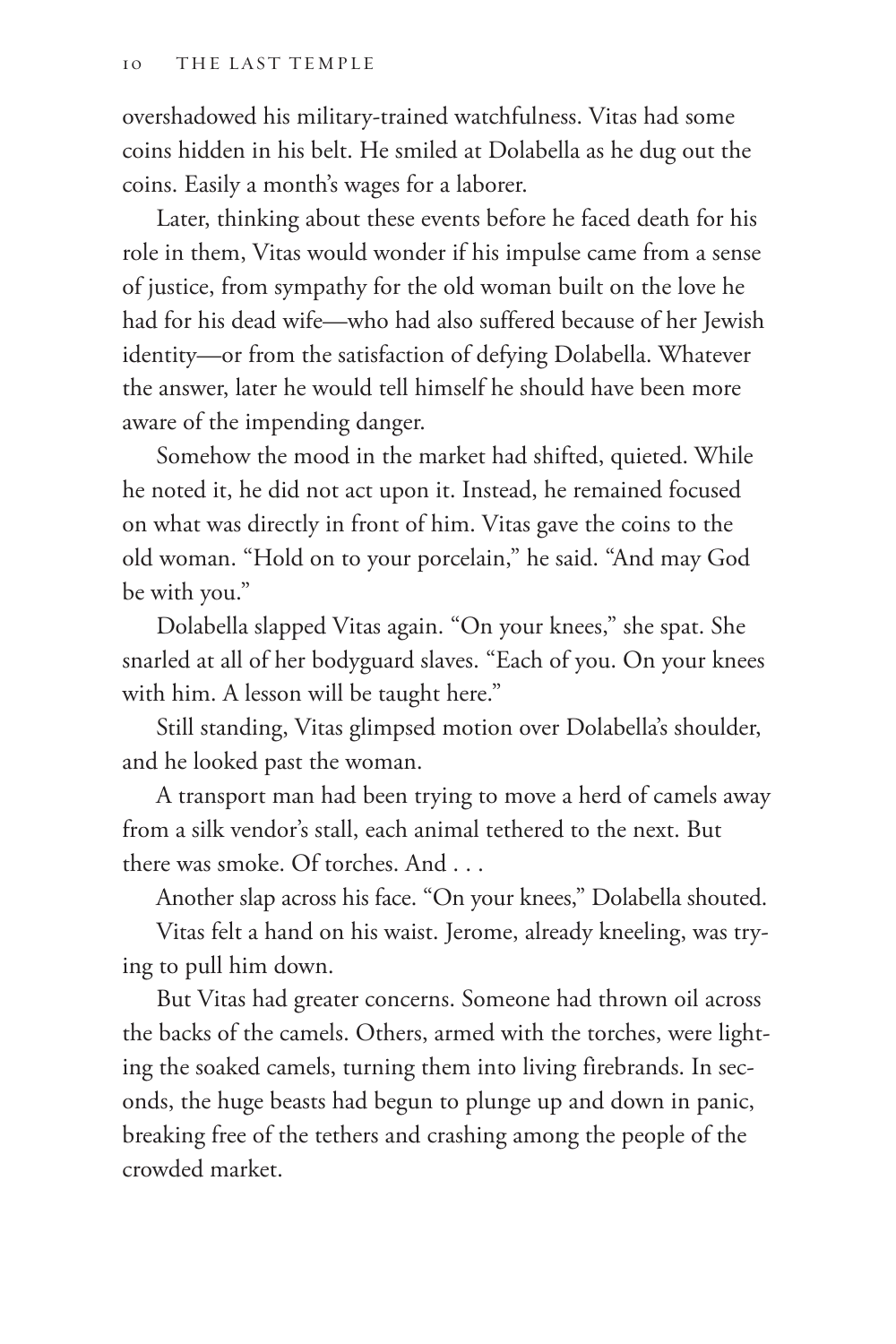overshadowed his military-trained watchfulness. Vitas had some coins hidden in his belt. He smiled at Dolabella as he dug out the coins. Easily a month's wages for a laborer.

Later, thinking about these events before he faced death for his role in them, Vitas would wonder if his impulse came from a sense of justice, from sympathy for the old woman built on the love he had for his dead wife—who had also suffered because of her Jewish identity—or from the satisfaction of defying Dolabella. Whatever the answer, later he would tell himself he should have been more aware of the impending danger.

Somehow the mood in the market had shifted, quieted. While he noted it, he did not act upon it. Instead, he remained focused on what was directly in front of him. Vitas gave the coins to the old woman. "Hold on to your porcelain," he said. "And may God be with you."

Dolabella slapped Vitas again. "On your knees," she spat. She snarled at all of her bodyguard slaves. "Each of you. On your knees with him. A lesson will be taught here."

Still standing, Vitas glimpsed motion over Dolabella's shoulder, and he looked past the woman.

A transport man had been trying to move a herd of camels away from a silk vendor's stall, each animal tethered to the next. But there was smoke. Of torches. And . . .

Another slap across his face. "On your knees," Dolabella shouted.

Vitas felt a hand on his waist. Jerome, already kneeling, was trying to pull him down.

But Vitas had greater concerns. Someone had thrown oil across the backs of the camels. Others, armed with the torches, were lighting the soaked camels, turning them into living firebrands. In seconds, the huge beasts had begun to plunge up and down in panic, breaking free of the tethers and crashing among the people of the crowded market.